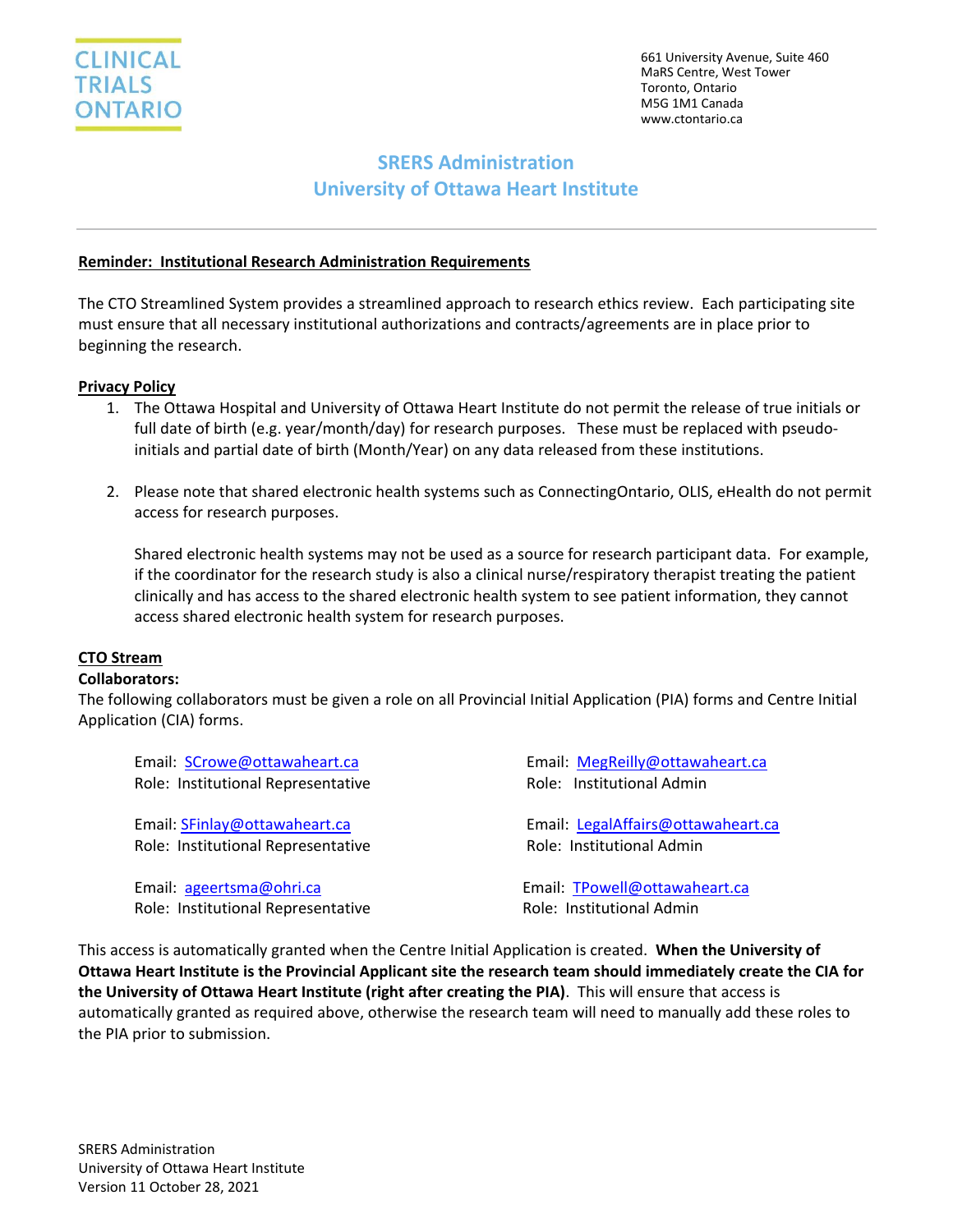CLINICAL TRIALS ONTARIO

661 University Avenue, Suite 460
MaRS Centre, West Tower
Toronto, Ontario
M5G 1M1 Canada
www.ctontario.ca

# SRERS Administration
# University of Ottawa Heart Institute

---

**Reminder: Institutional Research Administration Requirements**

The CTO Streamlined System provides a streamlined approach to research ethics review. Each participating site must ensure that all necessary institutional authorizations and contracts/agreements are in place prior to beginning the research.

**Privacy Policy**

1. The Ottawa Hospital and University of Ottawa Heart Institute do not permit the release of true initials or full date of birth (e.g. year/month/day) for research purposes. These must be replaced with pseudo-initials and partial date of birth (Month/Year) on any data released from these institutions.

2. Please note that shared electronic health systems such as ConnectingOntario, OLIS, eHealth do not permit access for research purposes.

   Shared electronic health systems may not be used as a source for research participant data. For example, if the coordinator for the research study is also a clinical nurse/respiratory therapist treating the patient clinically and has access to the shared electronic health system to see patient information, they cannot access shared electronic health system for research purposes.

**CTO Stream**

**Collaborators:**

The following collaborators must be given a role on all Provincial Initial Application (PIA) forms and Centre Initial Application (CIA) forms.

Email: SCrowe@ottawaheart.ca
Role: Institutional Representative

Email: SFinlay@ottawaheart.ca
Role: Institutional Representative

Email: ageertsma@ohri.ca
Role: Institutional Representative

Email: MegReilly@ottawaheart.ca
Role: Institutional Admin

Email: LegalAffairs@ottawaheart.ca
Role: Institutional Admin

Email: TPowell@ottawaheart.ca
Role: Institutional Admin

This access is automatically granted when the Centre Initial Application is created. **When the University of Ottawa Heart Institute is the Provincial Applicant site the research team should immediately create the CIA for the University of Ottawa Heart Institute (right after creating the PIA)**. This will ensure that access is automatically granted as required above, otherwise the research team will need to manually add these roles to the PIA prior to submission.

SRERS Administration
University of Ottawa Heart Institute
Version 11 October 28, 2021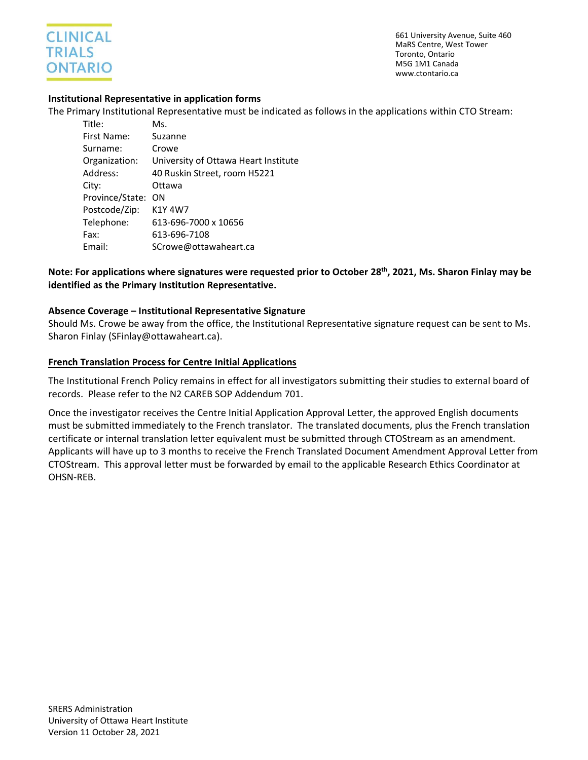**Institutional Representative in application forms**

The Primary Institutional Representative must be indicated as follows in the applications within CTO Stream:

| | |
|---|---|
| Title: | Ms. |
| First Name: | Suzanne |
| Surname: | Crowe |
| Organization: | University of Ottawa Heart Institute |
| Address: | 40 Ruskin Street, room H5221 |
| City: | Ottawa |
| Province/State: | ON |
| Postcode/Zip: | K1Y 4W7 |
| Telephone: | 613-696-7000 x 10656 |
| Fax: | 613-696-7108 |
| Email: | SCrowe@ottawaheart.ca |

**Note: For applications where signatures were requested prior to October 28th, 2021, Ms. Sharon Finlay may be identified as the Primary Institution Representative.**

**Absence Coverage – Institutional Representative Signature**

Should Ms. Crowe be away from the office, the Institutional Representative signature request can be sent to Ms. Sharon Finlay (SFinlay@ottawaheart.ca).

**French Translation Process for Centre Initial Applications**

The Institutional French Policy remains in effect for all investigators submitting their studies to external board of records. Please refer to the N2 CAREB SOP Addendum 701.

Once the investigator receives the Centre Initial Application Approval Letter, the approved English documents must be submitted immediately to the French translator. The translated documents, plus the French translation certificate or internal translation letter equivalent must be submitted through CTOStream as an amendment. Applicants will have up to 3 months to receive the French Translated Document Amendment Approval Letter from CTOStream. This approval letter must be forwarded by email to the applicable Research Ethics Coordinator at OHSN-REB.

SRERS Administration
University of Ottawa Heart Institute
Version 11 October 28, 2021